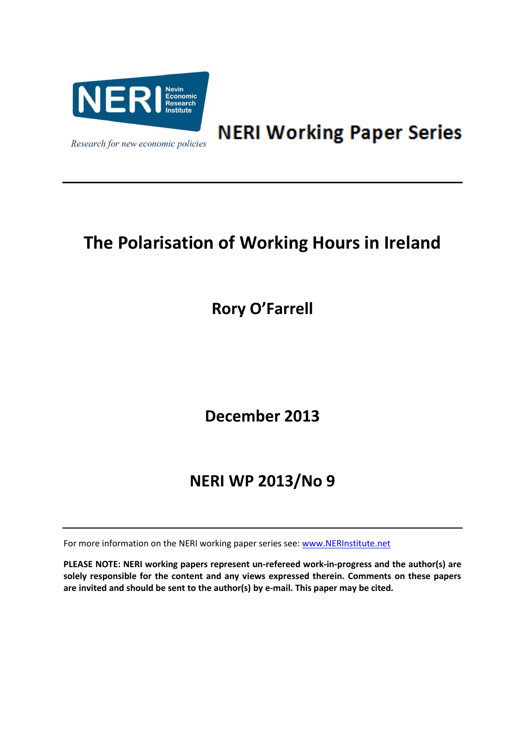NERI Nevin Economic Research Institute

*Research for new economic policies*

**NERI Working Paper Series**

---

# The Polarisation of Working Hours in Ireland

## Rory O'Farrell

## December 2013

## NERI WP 2013/No 9

---

For more information on the NERI working paper series see: www.NERInstitute.net

**PLEASE NOTE: NERI working papers represent un-refereed work-in-progress and the author(s) are solely responsible for the content and any views expressed therein. Comments on these papers are invited and should be sent to the author(s) by e-mail. This paper may be cited.**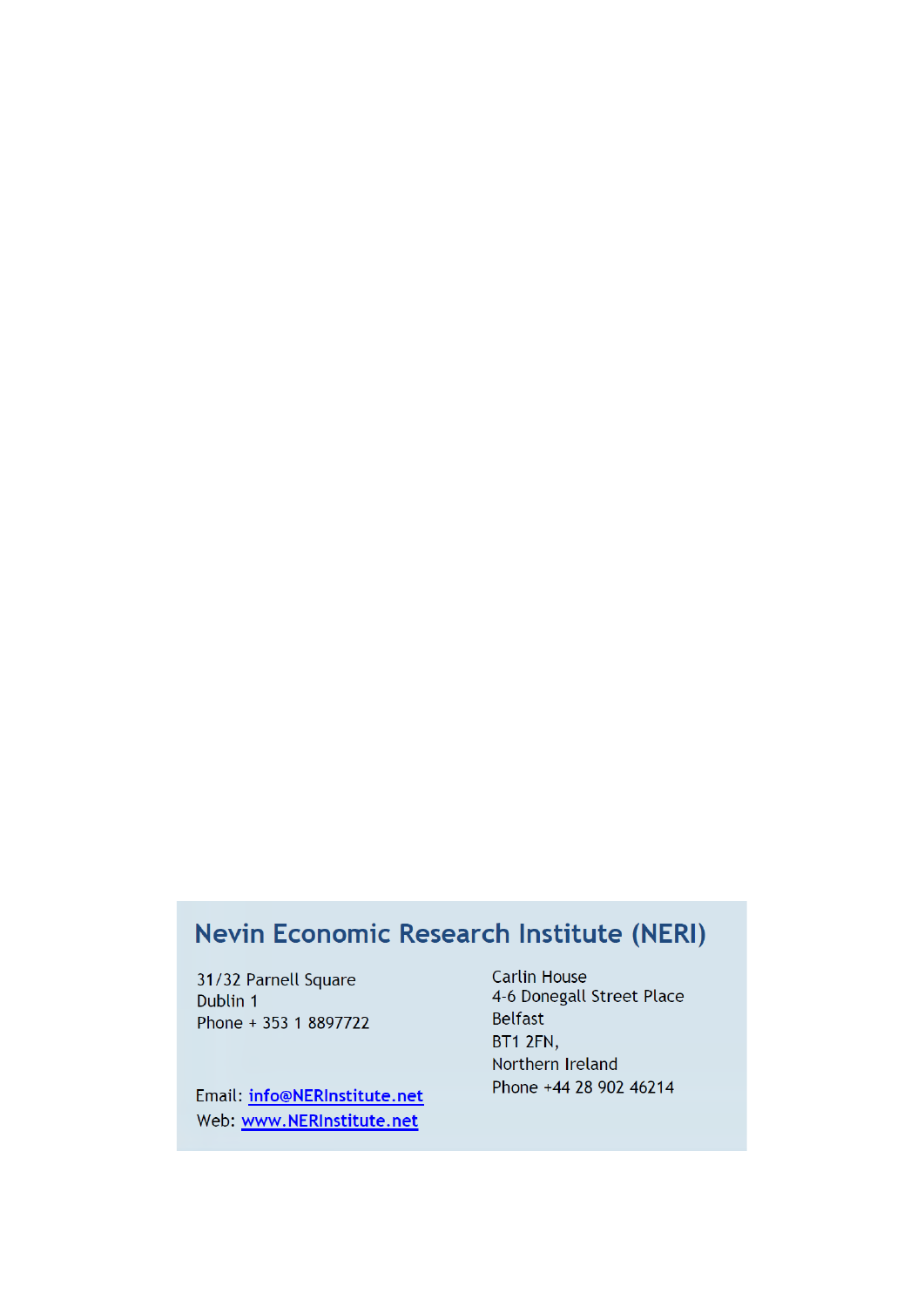## Nevin Economic Research Institute (NERI)

31/32 Parnell Square
Dublin 1
Phone + 353 1 8897722

Carlin House
4-6 Donegall Street Place
Belfast
BT1 2FN,
Northern Ireland
Phone +44 28 902 46214

Email: info@NERInstitute.net
Web: www.NERInstitute.net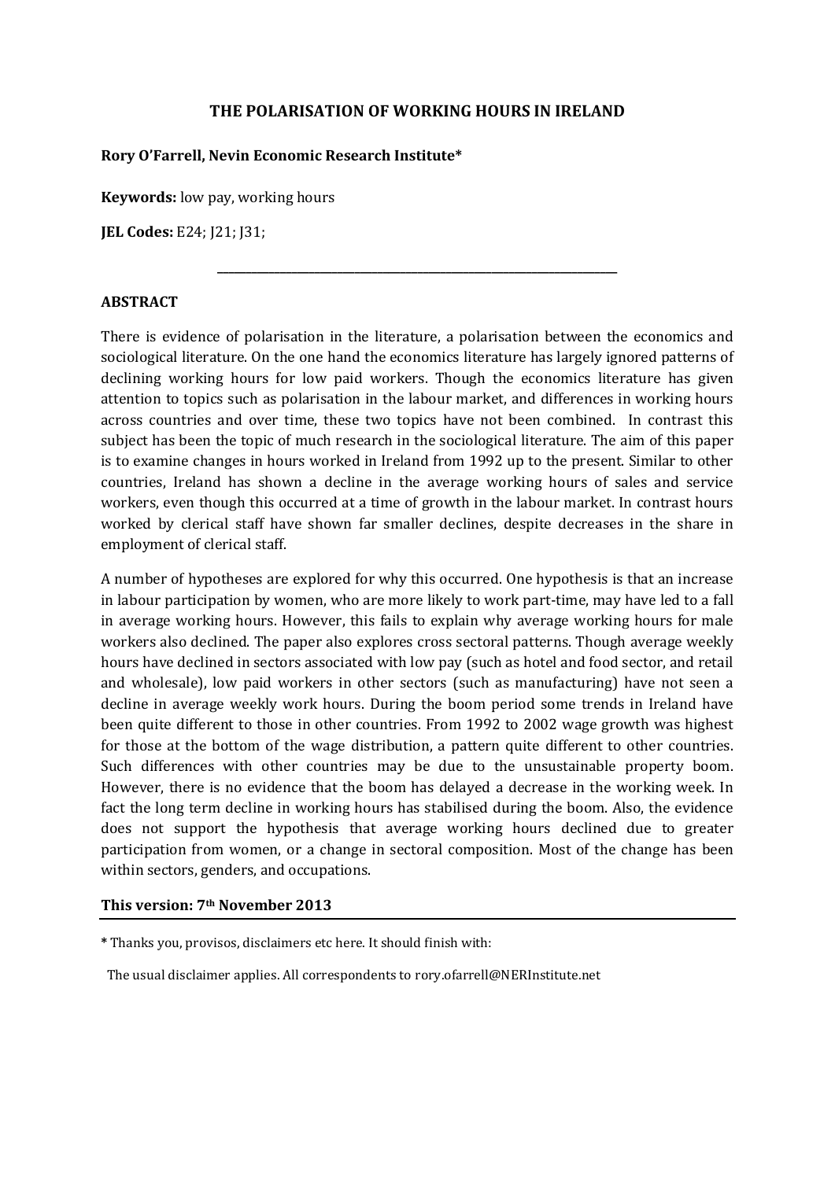# THE POLARISATION OF WORKING HOURS IN IRELAND

**Rory O'Farrell, Nevin Economic Research Institute***

**Keywords:** low pay, working hours

**JEL Codes:** E24; J21; J31;

---

## ABSTRACT

There is evidence of polarisation in the literature, a polarisation between the economics and sociological literature. On the one hand the economics literature has largely ignored patterns of declining working hours for low paid workers. Though the economics literature has given attention to topics such as polarisation in the labour market, and differences in working hours across countries and over time, these two topics have not been combined. In contrast this subject has been the topic of much research in the sociological literature. The aim of this paper is to examine changes in hours worked in Ireland from 1992 up to the present. Similar to other countries, Ireland has shown a decline in the average working hours of sales and service workers, even though this occurred at a time of growth in the labour market. In contrast hours worked by clerical staff have shown far smaller declines, despite decreases in the share in employment of clerical staff.

A number of hypotheses are explored for why this occurred. One hypothesis is that an increase in labour participation by women, who are more likely to work part-time, may have led to a fall in average working hours. However, this fails to explain why average working hours for male workers also declined. The paper also explores cross sectoral patterns. Though average weekly hours have declined in sectors associated with low pay (such as hotel and food sector, and retail and wholesale), low paid workers in other sectors (such as manufacturing) have not seen a decline in average weekly work hours. During the boom period some trends in Ireland have been quite different to those in other countries. From 1992 to 2002 wage growth was highest for those at the bottom of the wage distribution, a pattern quite different to other countries. Such differences with other countries may be due to the unsustainable property boom. However, there is no evidence that the boom has delayed a decrease in the working week. In fact the long term decline in working hours has stabilised during the boom. Also, the evidence does not support the hypothesis that average working hours declined due to greater participation from women, or a change in sectoral composition. Most of the change has been within sectors, genders, and occupations.

**This version: 7th November 2013**

---

* Thanks you, provisos, disclaimers etc here. It should finish with:

The usual disclaimer applies. All correspondents to rory.ofarrell@NERInstitute.net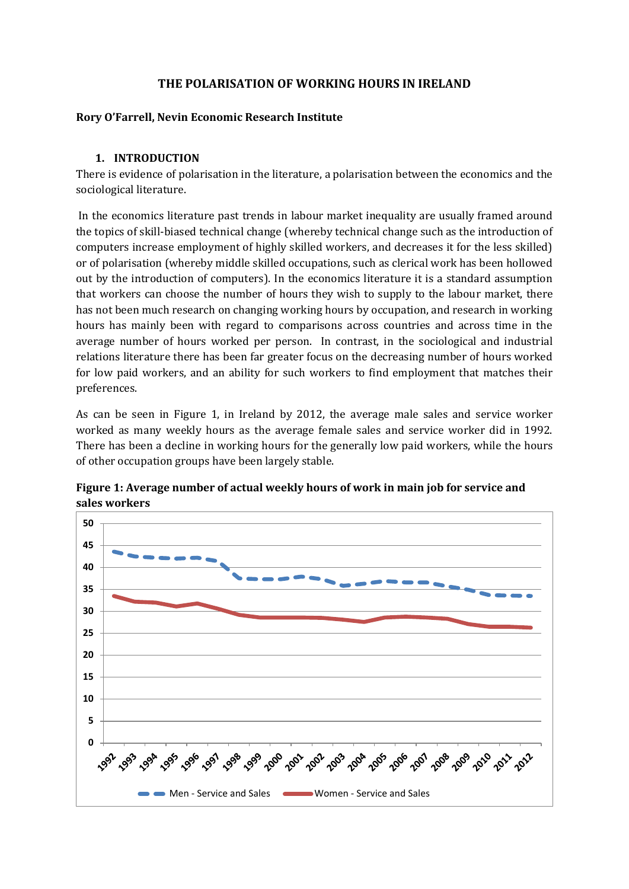**THE POLARISATION OF WORKING HOURS IN IRELAND**

**Rory O'Farrell, Nevin Economic Research Institute**

## 1. INTRODUCTION

There is evidence of polarisation in the literature, a polarisation between the economics and the sociological literature.

In the economics literature past trends in labour market inequality are usually framed around the topics of skill-biased technical change (whereby technical change such as the introduction of computers increase employment of highly skilled workers, and decreases it for the less skilled) or of polarisation (whereby middle skilled occupations, such as clerical work has been hollowed out by the introduction of computers). In the economics literature it is a standard assumption that workers can choose the number of hours they wish to supply to the labour market, there has not been much research on changing working hours by occupation, and research in working hours has mainly been with regard to comparisons across countries and across time in the average number of hours worked per person. In contrast, in the sociological and industrial relations literature there has been far greater focus on the decreasing number of hours worked for low paid workers, and an ability for such workers to find employment that matches their preferences.

As can be seen in Figure 1, in Ireland by 2012, the average male sales and service worker worked as many weekly hours as the average female sales and service worker did in 1992. There has been a decline in working hours for the generally low paid workers, while the hours of other occupation groups have been largely stable.

**Figure 1: Average number of actual weekly hours of work in main job for service and sales workers**

50
45
40
35
30
25
20
15
10
5
0

1992 1993 1994 1995 1996 1997 1998 1999 2000 2001 2002 2003 2004 2005 2006 2007 2008 2009 2010 2011 2012

Men - Service and Sales
Women - Service and Sales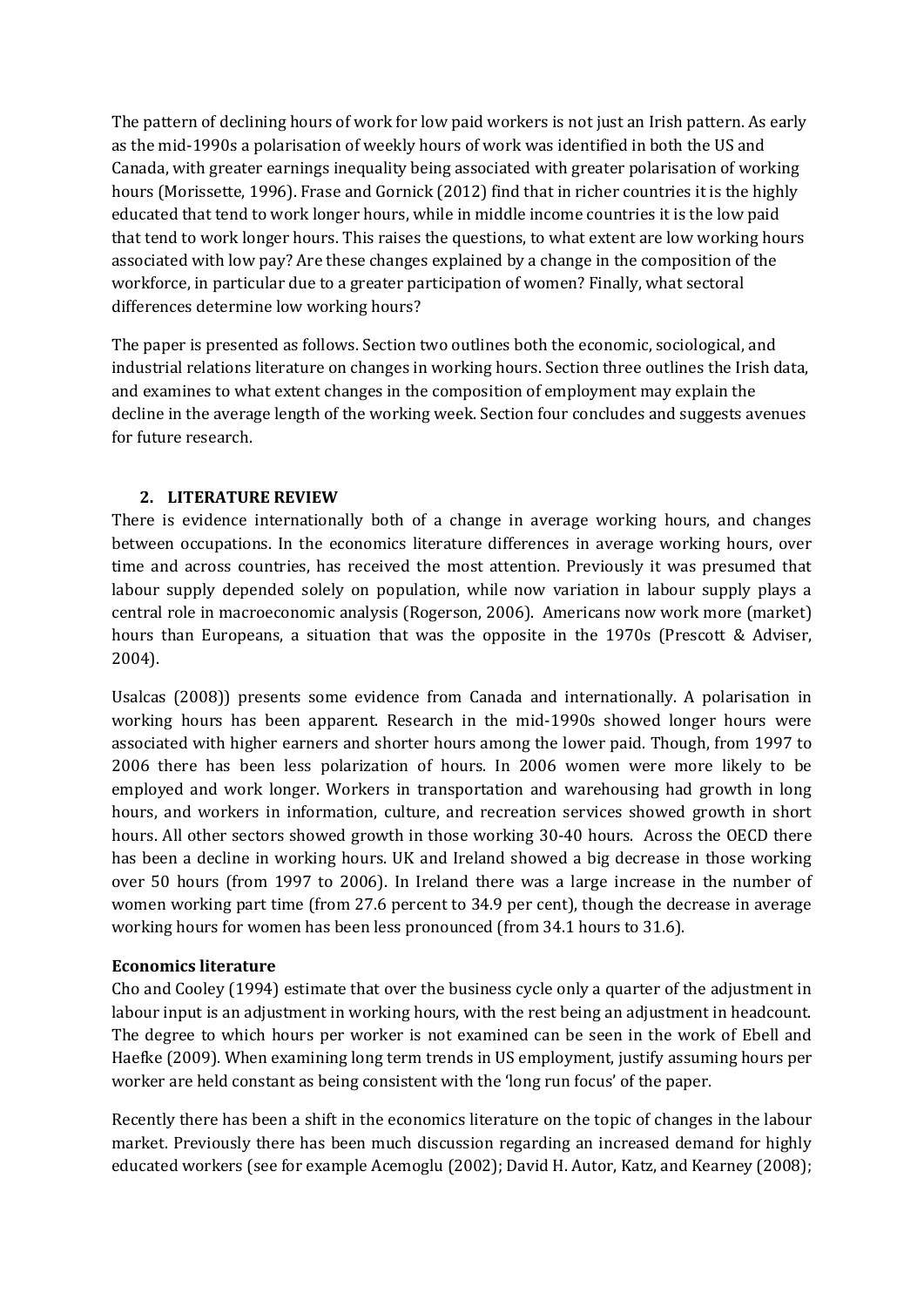The pattern of declining hours of work for low paid workers is not just an Irish pattern. As early as the mid-1990s a polarisation of weekly hours of work was identified in both the US and Canada, with greater earnings inequality being associated with greater polarisation of working hours (Morissette, 1996). Frase and Gornick (2012) find that in richer countries it is the highly educated that tend to work longer hours, while in middle income countries it is the low paid that tend to work longer hours. This raises the questions, to what extent are low working hours associated with low pay? Are these changes explained by a change in the composition of the workforce, in particular due to a greater participation of women? Finally, what sectoral differences determine low working hours?

The paper is presented as follows. Section two outlines both the economic, sociological, and industrial relations literature on changes in working hours. Section three outlines the Irish data, and examines to what extent changes in the composition of employment may explain the decline in the average length of the working week. Section four concludes and suggests avenues for future research.

## 2. LITERATURE REVIEW

There is evidence internationally both of a change in average working hours, and changes between occupations. In the economics literature differences in average working hours, over time and across countries, has received the most attention. Previously it was presumed that labour supply depended solely on population, while now variation in labour supply plays a central role in macroeconomic analysis (Rogerson, 2006). Americans now work more (market) hours than Europeans, a situation that was the opposite in the 1970s (Prescott & Adviser, 2004).

Usalcas (2008)) presents some evidence from Canada and internationally. A polarisation in working hours has been apparent. Research in the mid-1990s showed longer hours were associated with higher earners and shorter hours among the lower paid. Though, from 1997 to 2006 there has been less polarization of hours. In 2006 women were more likely to be employed and work longer. Workers in transportation and warehousing had growth in long hours, and workers in information, culture, and recreation services showed growth in short hours. All other sectors showed growth in those working 30-40 hours. Across the OECD there has been a decline in working hours. UK and Ireland showed a big decrease in those working over 50 hours (from 1997 to 2006). In Ireland there was a large increase in the number of women working part time (from 27.6 percent to 34.9 per cent), though the decrease in average working hours for women has been less pronounced (from 34.1 hours to 31.6).

### Economics literature

Cho and Cooley (1994) estimate that over the business cycle only a quarter of the adjustment in labour input is an adjustment in working hours, with the rest being an adjustment in headcount. The degree to which hours per worker is not examined can be seen in the work of Ebell and Haefke (2009). When examining long term trends in US employment, justify assuming hours per worker are held constant as being consistent with the 'long run focus' of the paper.

Recently there has been a shift in the economics literature on the topic of changes in the labour market. Previously there has been much discussion regarding an increased demand for highly educated workers (see for example Acemoglu (2002); David H. Autor, Katz, and Kearney (2008);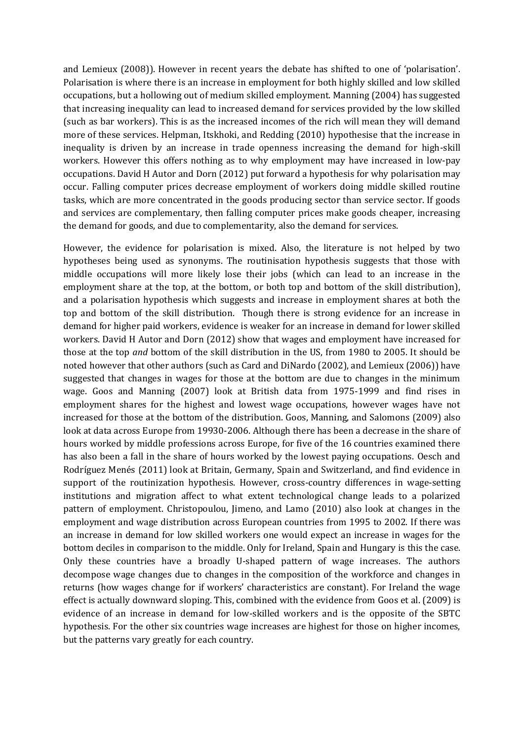and Lemieux (2008)). However in recent years the debate has shifted to one of 'polarisation'. Polarisation is where there is an increase in employment for both highly skilled and low skilled occupations, but a hollowing out of medium skilled employment. Manning (2004) has suggested that increasing inequality can lead to increased demand for services provided by the low skilled (such as bar workers). This is as the increased incomes of the rich will mean they will demand more of these services. Helpman, Itskhoki, and Redding (2010) hypothesise that the increase in inequality is driven by an increase in trade openness increasing the demand for high-skill workers. However this offers nothing as to why employment may have increased in low-pay occupations. David H Autor and Dorn (2012) put forward a hypothesis for why polarisation may occur. Falling computer prices decrease employment of workers doing middle skilled routine tasks, which are more concentrated in the goods producing sector than service sector. If goods and services are complementary, then falling computer prices make goods cheaper, increasing the demand for goods, and due to complementarity, also the demand for services.

However, the evidence for polarisation is mixed. Also, the literature is not helped by two hypotheses being used as synonyms. The routinisation hypothesis suggests that those with middle occupations will more likely lose their jobs (which can lead to an increase in the employment share at the top, at the bottom, or both top and bottom of the skill distribution), and a polarisation hypothesis which suggests and increase in employment shares at both the top and bottom of the skill distribution. Though there is strong evidence for an increase in demand for higher paid workers, evidence is weaker for an increase in demand for lower skilled workers. David H Autor and Dorn (2012) show that wages and employment have increased for those at the top *and* bottom of the skill distribution in the US, from 1980 to 2005. It should be noted however that other authors (such as Card and DiNardo (2002), and Lemieux (2006)) have suggested that changes in wages for those at the bottom are due to changes in the minimum wage. Goos and Manning (2007) look at British data from 1975-1999 and find rises in employment shares for the highest and lowest wage occupations, however wages have not increased for those at the bottom of the distribution. Goos, Manning, and Salomons (2009) also look at data across Europe from 19930-2006. Although there has been a decrease in the share of hours worked by middle professions across Europe, for five of the 16 countries examined there has also been a fall in the share of hours worked by the lowest paying occupations. Oesch and Rodríguez Menés (2011) look at Britain, Germany, Spain and Switzerland, and find evidence in support of the routinization hypothesis. However, cross-country differences in wage-setting institutions and migration affect to what extent technological change leads to a polarized pattern of employment. Christopoulou, Jimeno, and Lamo (2010) also look at changes in the employment and wage distribution across European countries from 1995 to 2002. If there was an increase in demand for low skilled workers one would expect an increase in wages for the bottom deciles in comparison to the middle. Only for Ireland, Spain and Hungary is this the case. Only these countries have a broadly U-shaped pattern of wage increases. The authors decompose wage changes due to changes in the composition of the workforce and changes in returns (how wages change for if workers' characteristics are constant). For Ireland the wage effect is actually downward sloping. This, combined with the evidence from Goos et al. (2009) is evidence of an increase in demand for low-skilled workers and is the opposite of the SBTC hypothesis. For the other six countries wage increases are highest for those on higher incomes, but the patterns vary greatly for each country.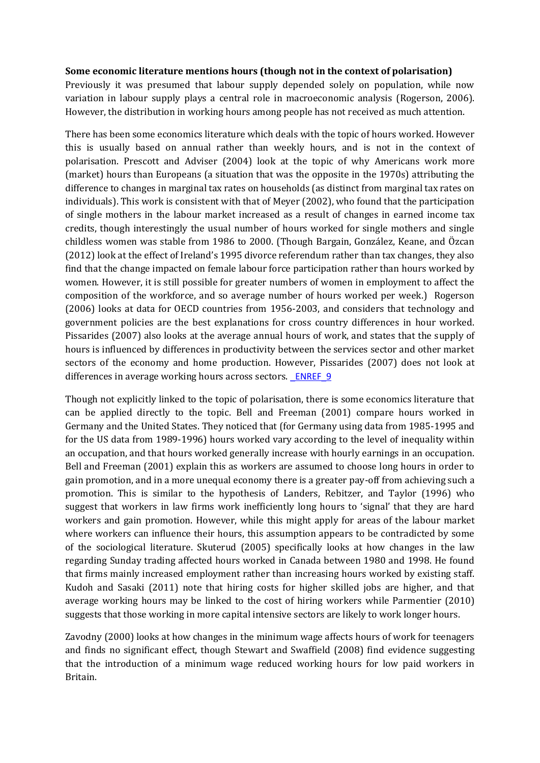**Some economic literature mentions hours (though not in the context of polarisation)**

Previously it was presumed that labour supply depended solely on population, while now variation in labour supply plays a central role in macroeconomic analysis (Rogerson, 2006). However, the distribution in working hours among people has not received as much attention.

There has been some economics literature which deals with the topic of hours worked. However this is usually based on annual rather than weekly hours, and is not in the context of polarisation. Prescott and Adviser (2004) look at the topic of why Americans work more (market) hours than Europeans (a situation that was the opposite in the 1970s) attributing the difference to changes in marginal tax rates on households (as distinct from marginal tax rates on individuals). This work is consistent with that of Meyer (2002), who found that the participation of single mothers in the labour market increased as a result of changes in earned income tax credits, though interestingly the usual number of hours worked for single mothers and single childless women was stable from 1986 to 2000. (Though Bargain, González, Keane, and Özcan (2012) look at the effect of Ireland's 1995 divorce referendum rather than tax changes, they also find that the change impacted on female labour force participation rather than hours worked by women. However, it is still possible for greater numbers of women in employment to affect the composition of the workforce, and so average number of hours worked per week.) Rogerson (2006) looks at data for OECD countries from 1956-2003, and considers that technology and government policies are the best explanations for cross country differences in hour worked. Pissarides (2007) also looks at the average annual hours of work, and states that the supply of hours is influenced by differences in productivity between the services sector and other market sectors of the economy and home production. However, Pissarides (2007) does not look at differences in average working hours across sectors. _ENREF_9

Though not explicitly linked to the topic of polarisation, there is some economics literature that can be applied directly to the topic. Bell and Freeman (2001) compare hours worked in Germany and the United States. They noticed that (for Germany using data from 1985-1995 and for the US data from 1989-1996) hours worked vary according to the level of inequality within an occupation, and that hours worked generally increase with hourly earnings in an occupation. Bell and Freeman (2001) explain this as workers are assumed to choose long hours in order to gain promotion, and in a more unequal economy there is a greater pay-off from achieving such a promotion. This is similar to the hypothesis of Landers, Rebitzer, and Taylor (1996) who suggest that workers in law firms work inefficiently long hours to 'signal' that they are hard workers and gain promotion. However, while this might apply for areas of the labour market where workers can influence their hours, this assumption appears to be contradicted by some of the sociological literature. Skuterud (2005) specifically looks at how changes in the law regarding Sunday trading affected hours worked in Canada between 1980 and 1998. He found that firms mainly increased employment rather than increasing hours worked by existing staff. Kudoh and Sasaki (2011) note that hiring costs for higher skilled jobs are higher, and that average working hours may be linked to the cost of hiring workers while Parmentier (2010) suggests that those working in more capital intensive sectors are likely to work longer hours.

Zavodny (2000) looks at how changes in the minimum wage affects hours of work for teenagers and finds no significant effect, though Stewart and Swaffield (2008) find evidence suggesting that the introduction of a minimum wage reduced working hours for low paid workers in Britain.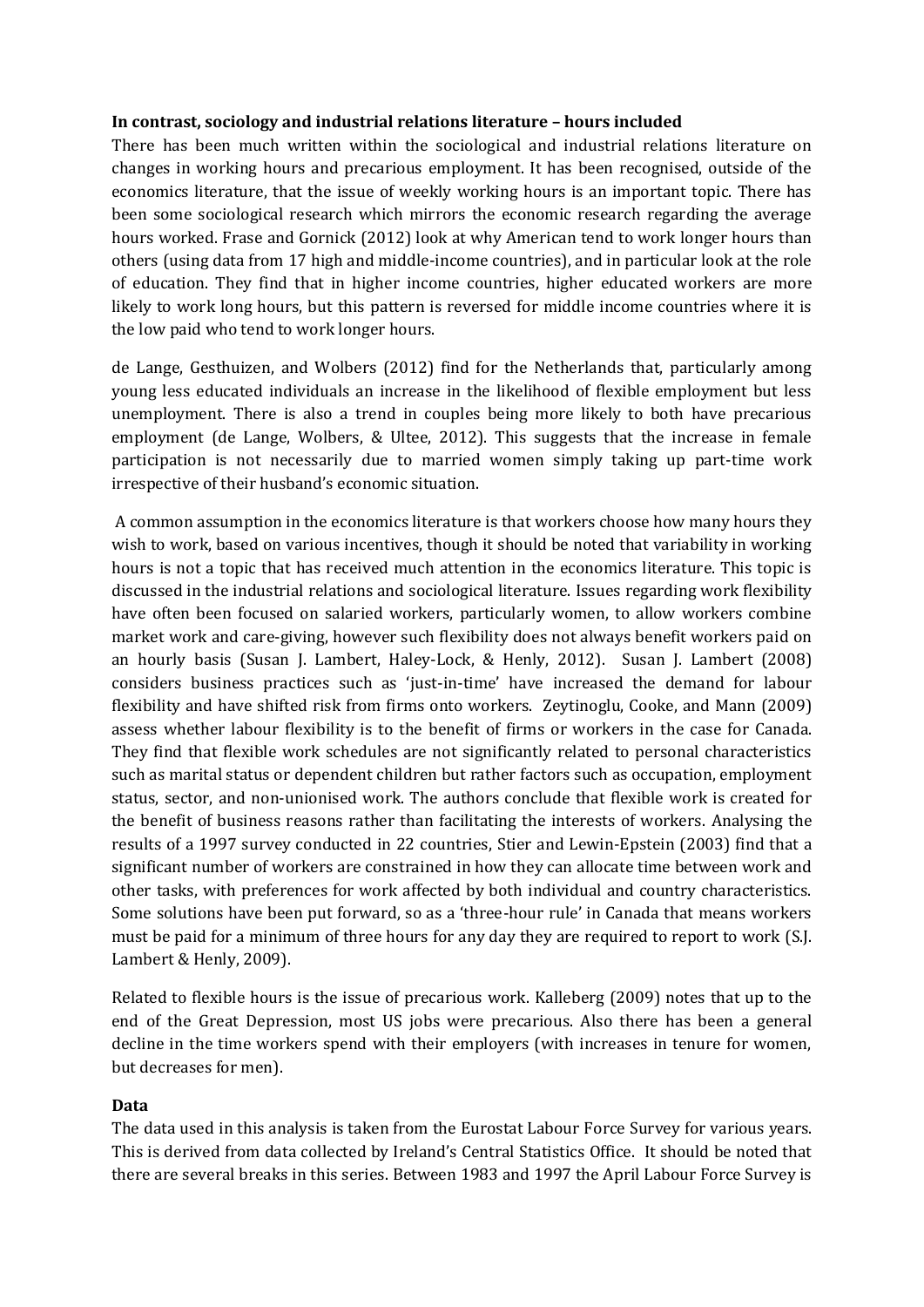**In contrast, sociology and industrial relations literature – hours included**

There has been much written within the sociological and industrial relations literature on changes in working hours and precarious employment. It has been recognised, outside of the economics literature, that the issue of weekly working hours is an important topic. There has been some sociological research which mirrors the economic research regarding the average hours worked. Frase and Gornick (2012) look at why American tend to work longer hours than others (using data from 17 high and middle-income countries), and in particular look at the role of education. They find that in higher income countries, higher educated workers are more likely to work long hours, but this pattern is reversed for middle income countries where it is the low paid who tend to work longer hours.

de Lange, Gesthuizen, and Wolbers (2012) find for the Netherlands that, particularly among young less educated individuals an increase in the likelihood of flexible employment but less unemployment. There is also a trend in couples being more likely to both have precarious employment (de Lange, Wolbers, & Ultee, 2012). This suggests that the increase in female participation is not necessarily due to married women simply taking up part-time work irrespective of their husband's economic situation.

A common assumption in the economics literature is that workers choose how many hours they wish to work, based on various incentives, though it should be noted that variability in working hours is not a topic that has received much attention in the economics literature. This topic is discussed in the industrial relations and sociological literature. Issues regarding work flexibility have often been focused on salaried workers, particularly women, to allow workers combine market work and care-giving, however such flexibility does not always benefit workers paid on an hourly basis (Susan J. Lambert, Haley-Lock, & Henly, 2012). Susan J. Lambert (2008) considers business practices such as 'just-in-time' have increased the demand for labour flexibility and have shifted risk from firms onto workers. Zeytinoglu, Cooke, and Mann (2009) assess whether labour flexibility is to the benefit of firms or workers in the case for Canada. They find that flexible work schedules are not significantly related to personal characteristics such as marital status or dependent children but rather factors such as occupation, employment status, sector, and non-unionised work. The authors conclude that flexible work is created for the benefit of business reasons rather than facilitating the interests of workers. Analysing the results of a 1997 survey conducted in 22 countries, Stier and Lewin-Epstein (2003) find that a significant number of workers are constrained in how they can allocate time between work and other tasks, with preferences for work affected by both individual and country characteristics. Some solutions have been put forward, so as a 'three-hour rule' in Canada that means workers must be paid for a minimum of three hours for any day they are required to report to work (S.J. Lambert & Henly, 2009).

Related to flexible hours is the issue of precarious work. Kalleberg (2009) notes that up to the end of the Great Depression, most US jobs were precarious. Also there has been a general decline in the time workers spend with their employers (with increases in tenure for women, but decreases for men).

**Data**

The data used in this analysis is taken from the Eurostat Labour Force Survey for various years. This is derived from data collected by Ireland's Central Statistics Office. It should be noted that there are several breaks in this series. Between 1983 and 1997 the April Labour Force Survey is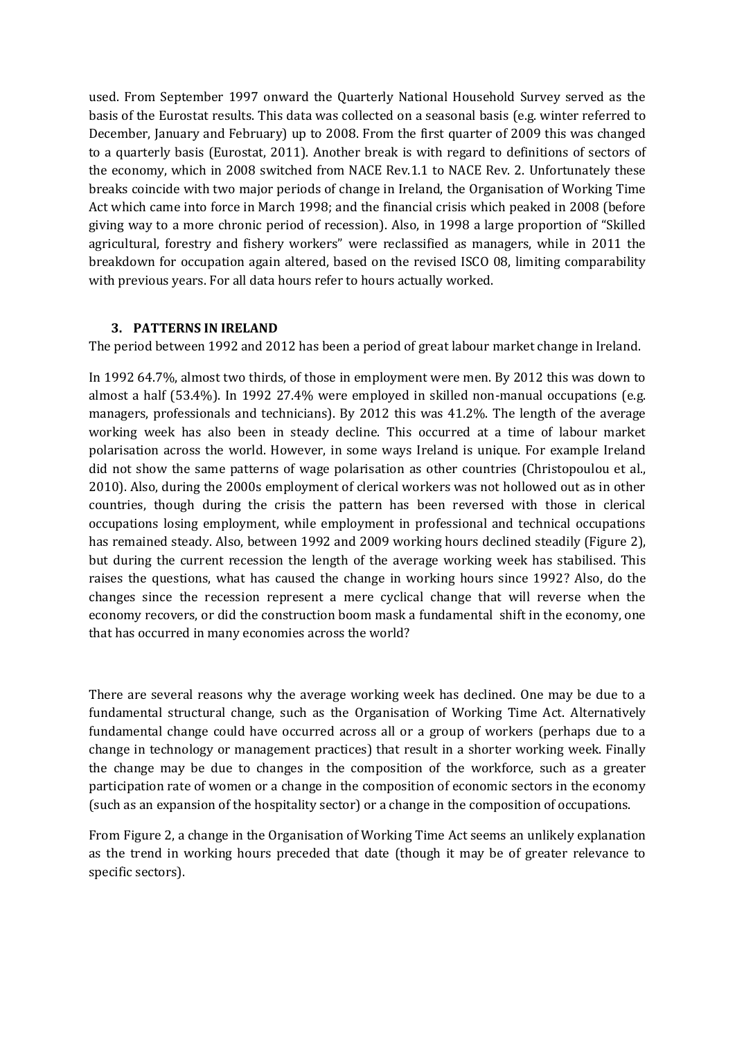used. From September 1997 onward the Quarterly National Household Survey served as the basis of the Eurostat results. This data was collected on a seasonal basis (e.g. winter referred to December, January and February) up to 2008. From the first quarter of 2009 this was changed to a quarterly basis (Eurostat, 2011). Another break is with regard to definitions of sectors of the economy, which in 2008 switched from NACE Rev.1.1 to NACE Rev. 2. Unfortunately these breaks coincide with two major periods of change in Ireland, the Organisation of Working Time Act which came into force in March 1998; and the financial crisis which peaked in 2008 (before giving way to a more chronic period of recession). Also, in 1998 a large proportion of "Skilled agricultural, forestry and fishery workers" were reclassified as managers, while in 2011 the breakdown for occupation again altered, based on the revised ISCO 08, limiting comparability with previous years. For all data hours refer to hours actually worked.

## 3. PATTERNS IN IRELAND

The period between 1992 and 2012 has been a period of great labour market change in Ireland.

In 1992 64.7%, almost two thirds, of those in employment were men. By 2012 this was down to almost a half (53.4%). In 1992 27.4% were employed in skilled non-manual occupations (e.g. managers, professionals and technicians). By 2012 this was 41.2%. The length of the average working week has also been in steady decline. This occurred at a time of labour market polarisation across the world. However, in some ways Ireland is unique. For example Ireland did not show the same patterns of wage polarisation as other countries (Christopoulou et al., 2010). Also, during the 2000s employment of clerical workers was not hollowed out as in other countries, though during the crisis the pattern has been reversed with those in clerical occupations losing employment, while employment in professional and technical occupations has remained steady. Also, between 1992 and 2009 working hours declined steadily (Figure 2), but during the current recession the length of the average working week has stabilised. This raises the questions, what has caused the change in working hours since 1992? Also, do the changes since the recession represent a mere cyclical change that will reverse when the economy recovers, or did the construction boom mask a fundamental shift in the economy, one that has occurred in many economies across the world?

There are several reasons why the average working week has declined. One may be due to a fundamental structural change, such as the Organisation of Working Time Act. Alternatively fundamental change could have occurred across all or a group of workers (perhaps due to a change in technology or management practices) that result in a shorter working week. Finally the change may be due to changes in the composition of the workforce, such as a greater participation rate of women or a change in the composition of economic sectors in the economy (such as an expansion of the hospitality sector) or a change in the composition of occupations.

From Figure 2, a change in the Organisation of Working Time Act seems an unlikely explanation as the trend in working hours preceded that date (though it may be of greater relevance to specific sectors).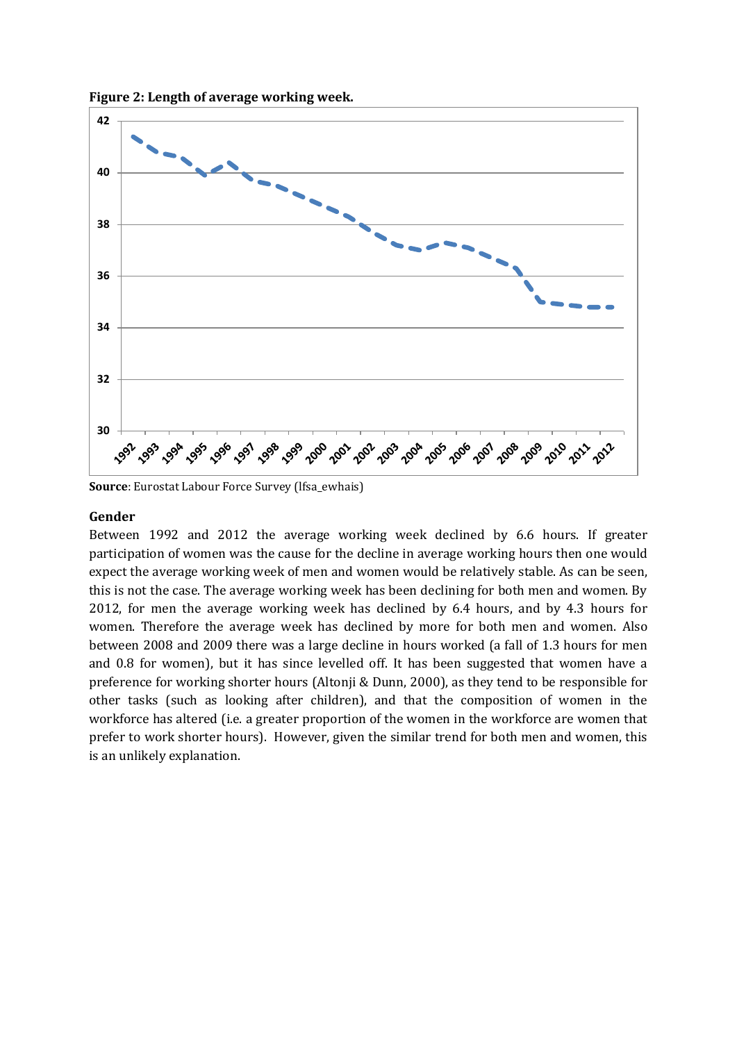**Figure 2: Length of average working week.**

42
40
38
36
34
32
30

1992 1993 1994 1995 1996 1997 1998 1999 2000 2001 2002 2003 2004 2005 2006 2007 2008 2009 2010 2011 2012

**Source**: Eurostat Labour Force Survey (lfsa_ewhais)

**Gender**

Between 1992 and 2012 the average working week declined by 6.6 hours. If greater participation of women was the cause for the decline in average working hours then one would expect the average working week of men and women would be relatively stable. As can be seen, this is not the case. The average working week has been declining for both men and women. By 2012, for men the average working week has declined by 6.4 hours, and by 4.3 hours for women. Therefore the average week has declined by more for both men and women. Also between 2008 and 2009 there was a large decline in hours worked (a fall of 1.3 hours for men and 0.8 for women), but it has since levelled off. It has been suggested that women have a preference for working shorter hours (Altonji & Dunn, 2000), as they tend to be responsible for other tasks (such as looking after children), and that the composition of women in the workforce has altered (i.e. a greater proportion of the women in the workforce are women that prefer to work shorter hours). However, given the similar trend for both men and women, this is an unlikely explanation.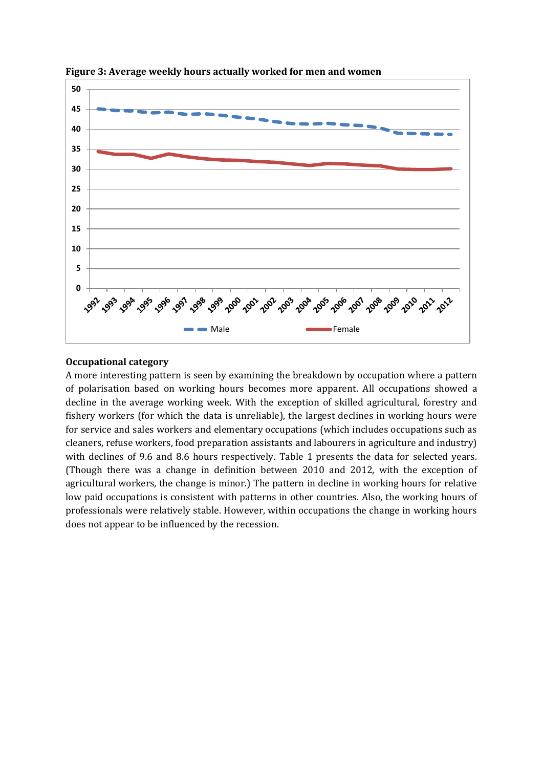**Figure 3: Average weekly hours actually worked for men and women**

50
45
40
35
30
25
20
15
10
5
0

1992 1993 1994 1995 1996 1997 1998 1999 2000 2001 2002 2003 2004 2005 2006 2007 2008 2009 2010 2011 2012

Male
Female

### Occupational category

A more interesting pattern is seen by examining the breakdown by occupation where a pattern of polarisation based on working hours becomes more apparent. All occupations showed a decline in the average working week. With the exception of skilled agricultural, forestry and fishery workers (for which the data is unreliable), the largest declines in working hours were for service and sales workers and elementary occupations (which includes occupations such as cleaners, refuse workers, food preparation assistants and labourers in agriculture and industry) with declines of 9.6 and 8.6 hours respectively. Table 1 presents the data for selected years. (Though there was a change in definition between 2010 and 2012, with the exception of agricultural workers, the change is minor.) The pattern in decline in working hours for relative low paid occupations is consistent with patterns in other countries. Also, the working hours of professionals were relatively stable. However, within occupations the change in working hours does not appear to be influenced by the recession.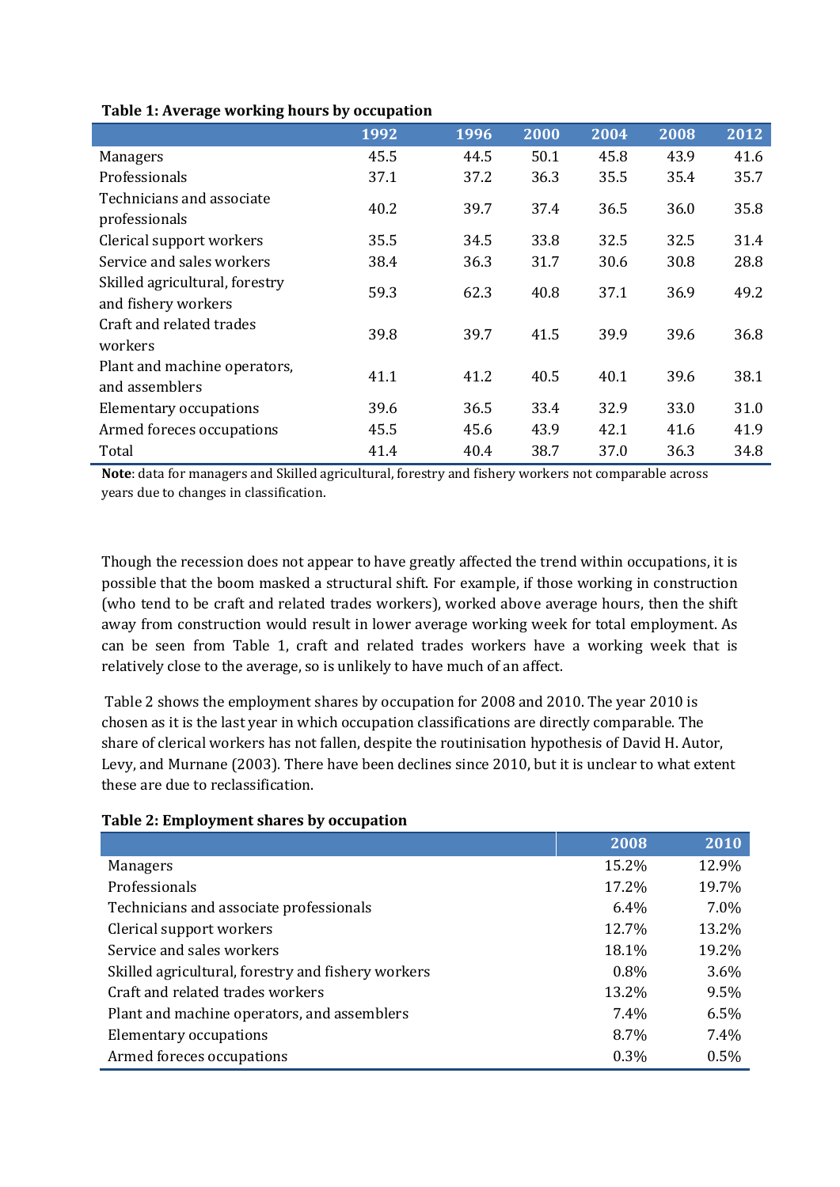**Table 1: Average working hours by occupation**

| | 1992 | 1996 | 2000 | 2004 | 2008 | 2012 |
|---|---|---|---|---|---|---|
| Managers | 45.5 | 44.5 | 50.1 | 45.8 | 43.9 | 41.6 |
| Professionals | 37.1 | 37.2 | 36.3 | 35.5 | 35.4 | 35.7 |
| Technicians and associate professionals | 40.2 | 39.7 | 37.4 | 36.5 | 36.0 | 35.8 |
| Clerical support workers | 35.5 | 34.5 | 33.8 | 32.5 | 32.5 | 31.4 |
| Service and sales workers | 38.4 | 36.3 | 31.7 | 30.6 | 30.8 | 28.8 |
| Skilled agricultural, forestry and fishery workers | 59.3 | 62.3 | 40.8 | 37.1 | 36.9 | 49.2 |
| Craft and related trades workers | 39.8 | 39.7 | 41.5 | 39.9 | 39.6 | 36.8 |
| Plant and machine operators, and assemblers | 41.1 | 41.2 | 40.5 | 40.1 | 39.6 | 38.1 |
| Elementary occupations | 39.6 | 36.5 | 33.4 | 32.9 | 33.0 | 31.0 |
| Armed foreces occupations | 45.5 | 45.6 | 43.9 | 42.1 | 41.6 | 41.9 |
| Total | 41.4 | 40.4 | 38.7 | 37.0 | 36.3 | 34.8 |

**Note**: data for managers and Skilled agricultural, forestry and fishery workers not comparable across years due to changes in classification.

Though the recession does not appear to have greatly affected the trend within occupations, it is possible that the boom masked a structural shift. For example, if those working in construction (who tend to be craft and related trades workers), worked above average hours, then the shift away from construction would result in lower average working week for total employment. As can be seen from Table 1, craft and related trades workers have a working week that is relatively close to the average, so is unlikely to have much of an affect.

Table 2 shows the employment shares by occupation for 2008 and 2010. The year 2010 is chosen as it is the last year in which occupation classifications are directly comparable. The share of clerical workers has not fallen, despite the routinisation hypothesis of David H. Autor, Levy, and Murnane (2003). There have been declines since 2010, but it is unclear to what extent these are due to reclassification.

**Table 2: Employment shares by occupation**

| | 2008 | 2010 |
|---|---|---|
| Managers | 15.2% | 12.9% |
| Professionals | 17.2% | 19.7% |
| Technicians and associate professionals | 6.4% | 7.0% |
| Clerical support workers | 12.7% | 13.2% |
| Service and sales workers | 18.1% | 19.2% |
| Skilled agricultural, forestry and fishery workers | 0.8% | 3.6% |
| Craft and related trades workers | 13.2% | 9.5% |
| Plant and machine operators, and assemblers | 7.4% | 6.5% |
| Elementary occupations | 8.7% | 7.4% |
| Armed foreces occupations | 0.3% | 0.5% |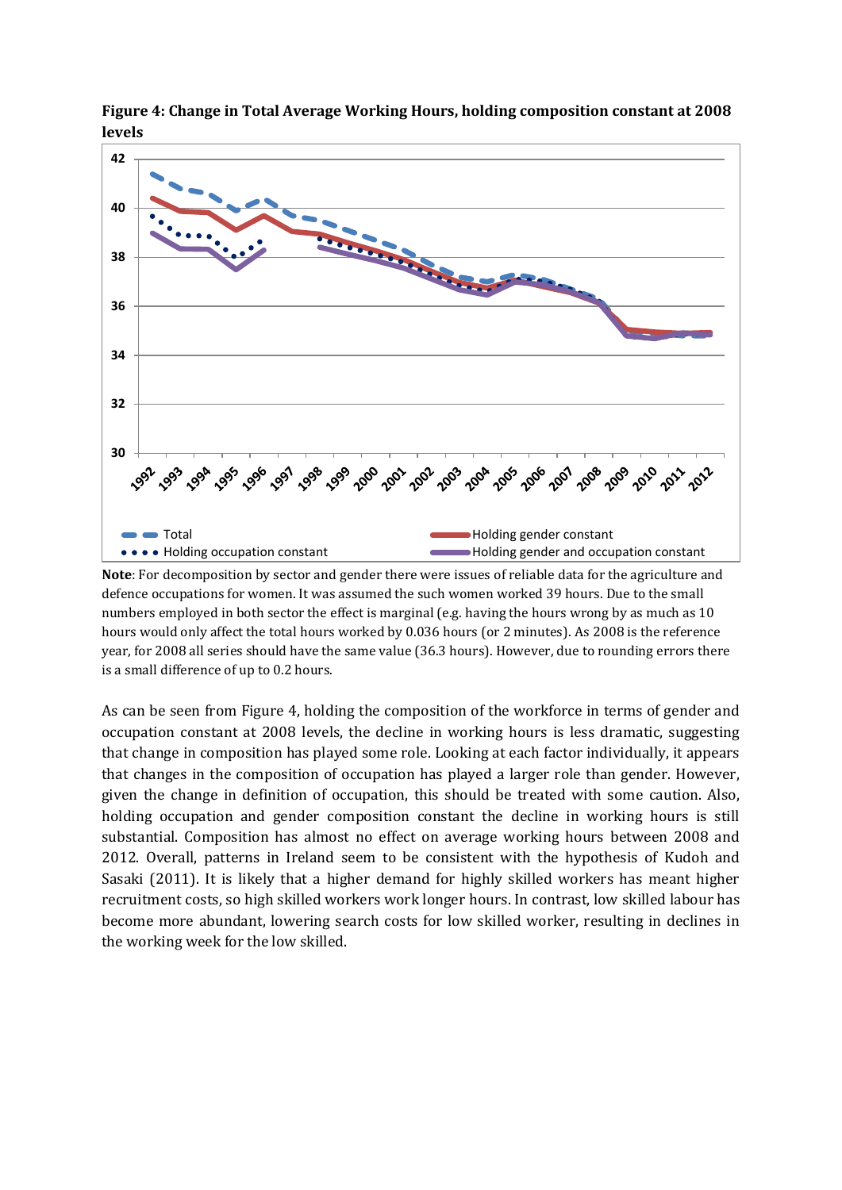**Figure 4: Change in Total Average Working Hours, holding composition constant at 2008 levels**

42
40
38
36
34
32
30

1992 1993 1994 1995 1996 1997 1998 1999 2000 2001 2002 2003 2004 2005 2006 2007 2008 2009 2010 2011 2012

Total
Holding gender constant
Holding occupation constant
Holding gender and occupation constant

**Note**: For decomposition by sector and gender there were issues of reliable data for the agriculture and defence occupations for women. It was assumed the such women worked 39 hours. Due to the small numbers employed in both sector the effect is marginal (e.g. having the hours wrong by as much as 10 hours would only affect the total hours worked by 0.036 hours (or 2 minutes). As 2008 is the reference year, for 2008 all series should have the same value (36.3 hours). However, due to rounding errors there is a small difference of up to 0.2 hours.

As can be seen from Figure 4, holding the composition of the workforce in terms of gender and occupation constant at 2008 levels, the decline in working hours is less dramatic, suggesting that change in composition has played some role. Looking at each factor individually, it appears that changes in the composition of occupation has played a larger role than gender. However, given the change in definition of occupation, this should be treated with some caution. Also, holding occupation and gender composition constant the decline in working hours is still substantial. Composition has almost no effect on average working hours between 2008 and 2012. Overall, patterns in Ireland seem to be consistent with the hypothesis of Kudoh and Sasaki (2011). It is likely that a higher demand for highly skilled workers has meant higher recruitment costs, so high skilled workers work longer hours. In contrast, low skilled labour has become more abundant, lowering search costs for low skilled worker, resulting in declines in the working week for the low skilled.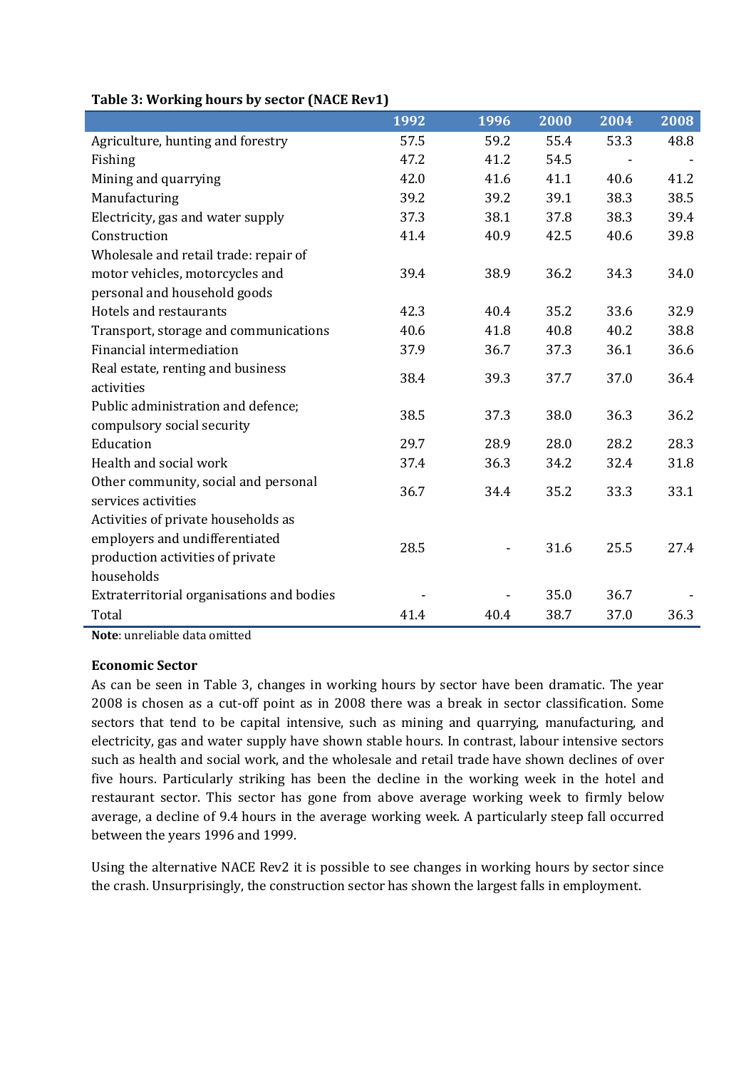**Table 3: Working hours by sector (NACE Rev1)**

| | 1992 | 1996 | 2000 | 2004 | 2008 |
|---|---|---|---|---|---|
| Agriculture, hunting and forestry | 57.5 | 59.2 | 55.4 | 53.3 | 48.8 |
| Fishing | 47.2 | 41.2 | 54.5 | - | - |
| Mining and quarrying | 42.0 | 41.6 | 41.1 | 40.6 | 41.2 |
| Manufacturing | 39.2 | 39.2 | 39.1 | 38.3 | 38.5 |
| Electricity, gas and water supply | 37.3 | 38.1 | 37.8 | 38.3 | 39.4 |
| Construction | 41.4 | 40.9 | 42.5 | 40.6 | 39.8 |
| Wholesale and retail trade: repair of motor vehicles, motorcycles and personal and household goods | 39.4 | 38.9 | 36.2 | 34.3 | 34.0 |
| Hotels and restaurants | 42.3 | 40.4 | 35.2 | 33.6 | 32.9 |
| Transport, storage and communications | 40.6 | 41.8 | 40.8 | 40.2 | 38.8 |
| Financial intermediation | 37.9 | 36.7 | 37.3 | 36.1 | 36.6 |
| Real estate, renting and business activities | 38.4 | 39.3 | 37.7 | 37.0 | 36.4 |
| Public administration and defence; compulsory social security | 38.5 | 37.3 | 38.0 | 36.3 | 36.2 |
| Education | 29.7 | 28.9 | 28.0 | 28.2 | 28.3 |
| Health and social work | 37.4 | 36.3 | 34.2 | 32.4 | 31.8 |
| Other community, social and personal services activities | 36.7 | 34.4 | 35.2 | 33.3 | 33.1 |
| Activities of private households as employers and undifferentiated production activities of private households | 28.5 | - | 31.6 | 25.5 | 27.4 |
| Extraterritorial organisations and bodies | - | - | 35.0 | 36.7 | - |
| Total | 41.4 | 40.4 | 38.7 | 37.0 | 36.3 |

**Note**: unreliable data omitted

#### Economic Sector

As can be seen in Table 3, changes in working hours by sector have been dramatic. The year 2008 is chosen as a cut-off point as in 2008 there was a break in sector classification. Some sectors that tend to be capital intensive, such as mining and quarrying, manufacturing, and electricity, gas and water supply have shown stable hours. In contrast, labour intensive sectors such as health and social work, and the wholesale and retail trade have shown declines of over five hours. Particularly striking has been the decline in the working week in the hotel and restaurant sector. This sector has gone from above average working week to firmly below average, a decline of 9.4 hours in the average working week. A particularly steep fall occurred between the years 1996 and 1999.

Using the alternative NACE Rev2 it is possible to see changes in working hours by sector since the crash. Unsurprisingly, the construction sector has shown the largest falls in employment.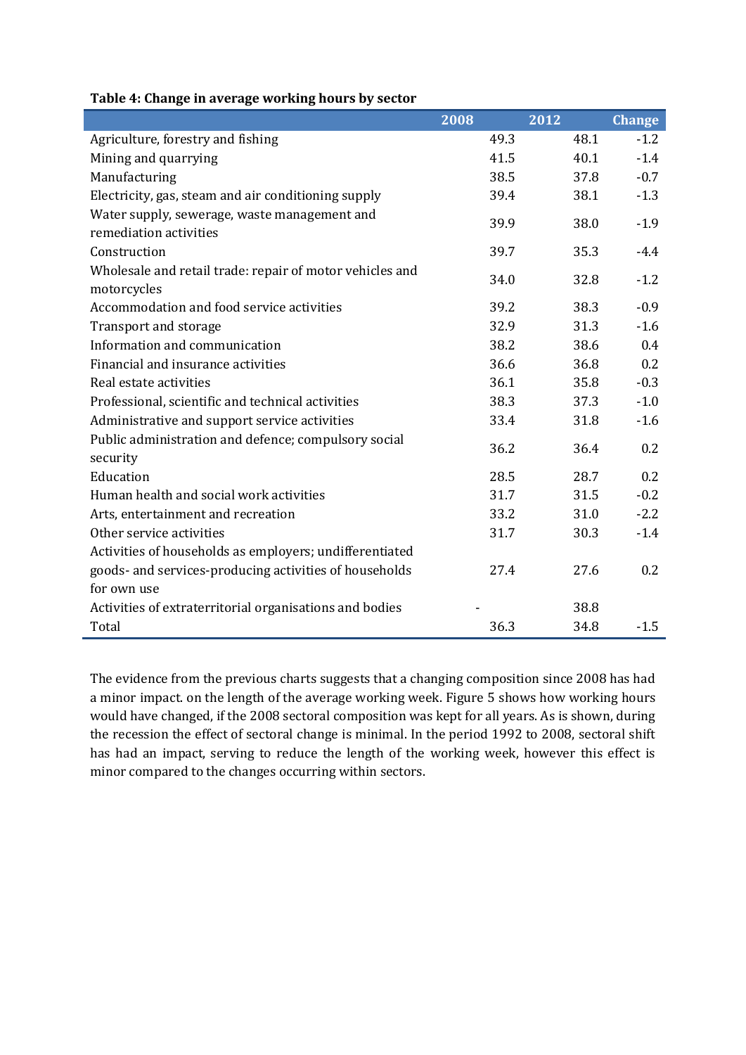**Table 4: Change in average working hours by sector**

| | 2008 | 2012 | Change |
|---|---|---|---|
| Agriculture, forestry and fishing | 49.3 | 48.1 | -1.2 |
| Mining and quarrying | 41.5 | 40.1 | -1.4 |
| Manufacturing | 38.5 | 37.8 | -0.7 |
| Electricity, gas, steam and air conditioning supply | 39.4 | 38.1 | -1.3 |
| Water supply, sewerage, waste management and remediation activities | 39.9 | 38.0 | -1.9 |
| Construction | 39.7 | 35.3 | -4.4 |
| Wholesale and retail trade: repair of motor vehicles and motorcycles | 34.0 | 32.8 | -1.2 |
| Accommodation and food service activities | 39.2 | 38.3 | -0.9 |
| Transport and storage | 32.9 | 31.3 | -1.6 |
| Information and communication | 38.2 | 38.6 | 0.4 |
| Financial and insurance activities | 36.6 | 36.8 | 0.2 |
| Real estate activities | 36.1 | 35.8 | -0.3 |
| Professional, scientific and technical activities | 38.3 | 37.3 | -1.0 |
| Administrative and support service activities | 33.4 | 31.8 | -1.6 |
| Public administration and defence; compulsory social security | 36.2 | 36.4 | 0.2 |
| Education | 28.5 | 28.7 | 0.2 |
| Human health and social work activities | 31.7 | 31.5 | -0.2 |
| Arts, entertainment and recreation | 33.2 | 31.0 | -2.2 |
| Other service activities | 31.7 | 30.3 | -1.4 |
| Activities of households as employers; undifferentiated goods- and services-producing activities of households for own use | 27.4 | 27.6 | 0.2 |
| Activities of extraterritorial organisations and bodies | - | 38.8 | |
| Total | 36.3 | 34.8 | -1.5 |

The evidence from the previous charts suggests that a changing composition since 2008 has had a minor impact. on the length of the average working week. Figure 5 shows how working hours would have changed, if the 2008 sectoral composition was kept for all years. As is shown, during the recession the effect of sectoral change is minimal. In the period 1992 to 2008, sectoral shift has had an impact, serving to reduce the length of the working week, however this effect is minor compared to the changes occurring within sectors.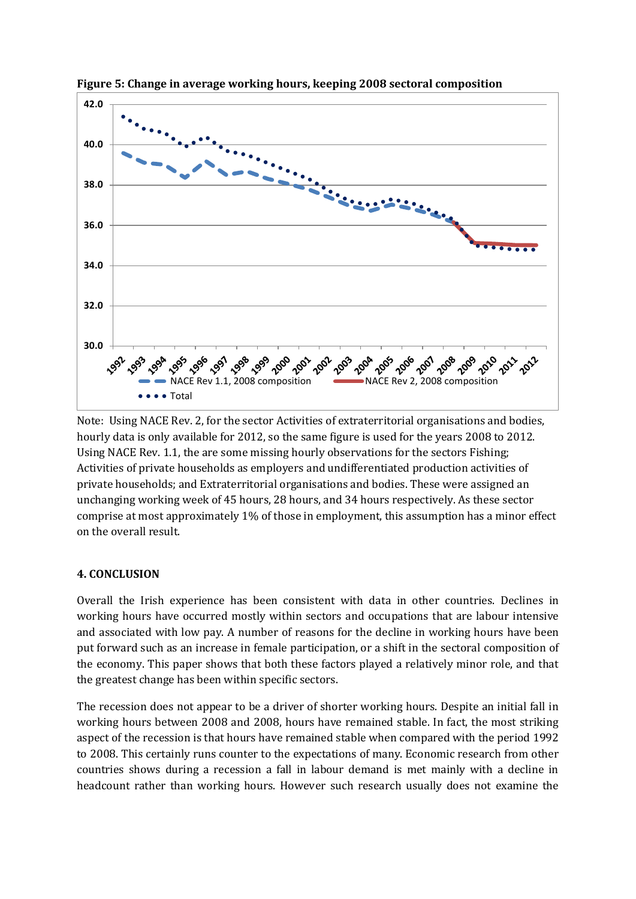**Figure 5: Change in average working hours, keeping 2008 sectoral composition**

42.0
40.0
38.0
36.0
34.0
32.0
30.0

1992 1993 1994 1995 1996 1997 1998 1999 2000 2001 2002 2003 2004 2005 2006 2007 2008 2009 2010 2011 2012

NACE Rev 1.1, 2008 composition
NACE Rev 2, 2008 composition
Total

Note: Using NACE Rev. 2, for the sector Activities of extraterritorial organisations and bodies, hourly data is only available for 2012, so the same figure is used for the years 2008 to 2012. Using NACE Rev. 1.1, the are some missing hourly observations for the sectors Fishing; Activities of private households as employers and undifferentiated production activities of private households; and Extraterritorial organisations and bodies. These were assigned an unchanging working week of 45 hours, 28 hours, and 34 hours respectively. As these sector comprise at most approximately 1% of those in employment, this assumption has a minor effect on the overall result.

## 4. CONCLUSION

Overall the Irish experience has been consistent with data in other countries. Declines in working hours have occurred mostly within sectors and occupations that are labour intensive and associated with low pay. A number of reasons for the decline in working hours have been put forward such as an increase in female participation, or a shift in the sectoral composition of the economy. This paper shows that both these factors played a relatively minor role, and that the greatest change has been within specific sectors.

The recession does not appear to be a driver of shorter working hours. Despite an initial fall in working hours between 2008 and 2008, hours have remained stable. In fact, the most striking aspect of the recession is that hours have remained stable when compared with the period 1992 to 2008. This certainly runs counter to the expectations of many. Economic research from other countries shows during a recession a fall in labour demand is met mainly with a decline in headcount rather than working hours. However such research usually does not examine the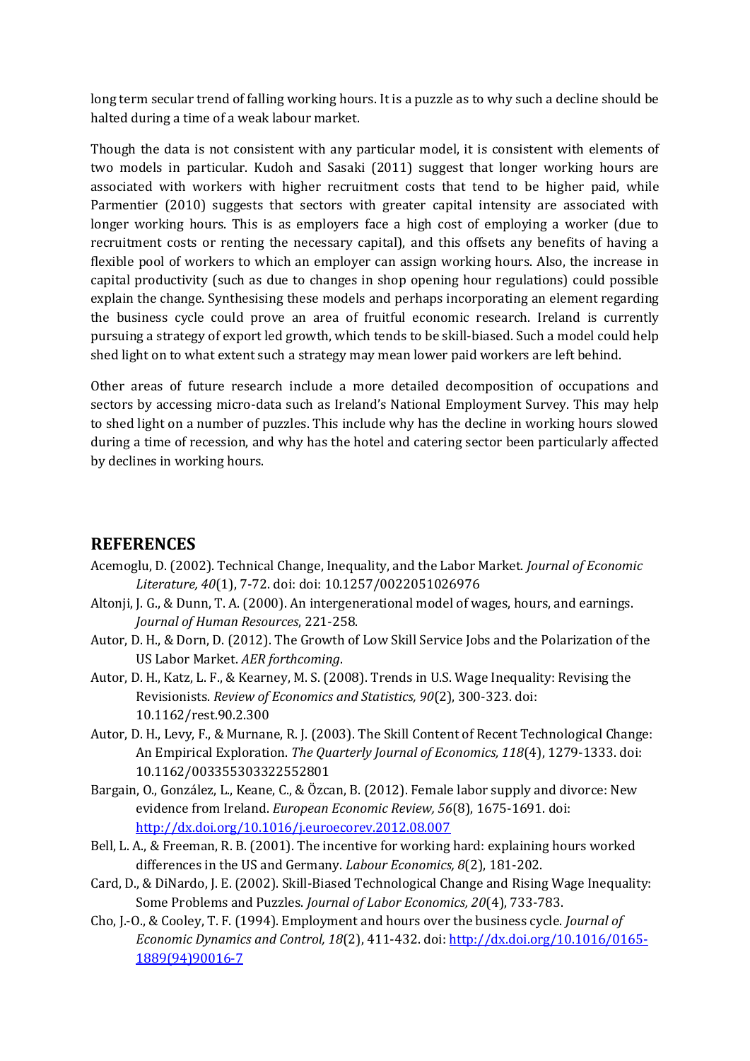long term secular trend of falling working hours. It is a puzzle as to why such a decline should be halted during a time of a weak labour market.

Though the data is not consistent with any particular model, it is consistent with elements of two models in particular. Kudoh and Sasaki (2011) suggest that longer working hours are associated with workers with higher recruitment costs that tend to be higher paid, while Parmentier (2010) suggests that sectors with greater capital intensity are associated with longer working hours. This is as employers face a high cost of employing a worker (due to recruitment costs or renting the necessary capital), and this offsets any benefits of having a flexible pool of workers to which an employer can assign working hours. Also, the increase in capital productivity (such as due to changes in shop opening hour regulations) could possible explain the change. Synthesising these models and perhaps incorporating an element regarding the business cycle could prove an area of fruitful economic research. Ireland is currently pursuing a strategy of export led growth, which tends to be skill-biased. Such a model could help shed light on to what extent such a strategy may mean lower paid workers are left behind.

Other areas of future research include a more detailed decomposition of occupations and sectors by accessing micro-data such as Ireland's National Employment Survey. This may help to shed light on a number of puzzles. This include why has the decline in working hours slowed during a time of recession, and why has the hotel and catering sector been particularly affected by declines in working hours.

# REFERENCES

Acemoglu, D. (2002). Technical Change, Inequality, and the Labor Market. *Journal of Economic Literature, 40*(1), 7-72. doi: doi: 10.1257/0022051026976

Altonji, J. G., & Dunn, T. A. (2000). An intergenerational model of wages, hours, and earnings. *Journal of Human Resources*, 221-258.

Autor, D. H., & Dorn, D. (2012). The Growth of Low Skill Service Jobs and the Polarization of the US Labor Market. *AER forthcoming*.

Autor, D. H., Katz, L. F., & Kearney, M. S. (2008). Trends in U.S. Wage Inequality: Revising the Revisionists. *Review of Economics and Statistics, 90*(2), 300-323. doi: 10.1162/rest.90.2.300

Autor, D. H., Levy, F., & Murnane, R. J. (2003). The Skill Content of Recent Technological Change: An Empirical Exploration. *The Quarterly Journal of Economics, 118*(4), 1279-1333. doi: 10.1162/003355303322552801

Bargain, O., González, L., Keane, C., & Özcan, B. (2012). Female labor supply and divorce: New evidence from Ireland. *European Economic Review, 56*(8), 1675-1691. doi: http://dx.doi.org/10.1016/j.euroecorev.2012.08.007

Bell, L. A., & Freeman, R. B. (2001). The incentive for working hard: explaining hours worked differences in the US and Germany. *Labour Economics, 8*(2), 181-202.

Card, D., & DiNardo, J. E. (2002). Skill-Biased Technological Change and Rising Wage Inequality: Some Problems and Puzzles. *Journal of Labor Economics, 20*(4), 733-783.

Cho, J.-O., & Cooley, T. F. (1994). Employment and hours over the business cycle. *Journal of Economic Dynamics and Control, 18*(2), 411-432. doi: http://dx.doi.org/10.1016/0165-1889(94)90016-7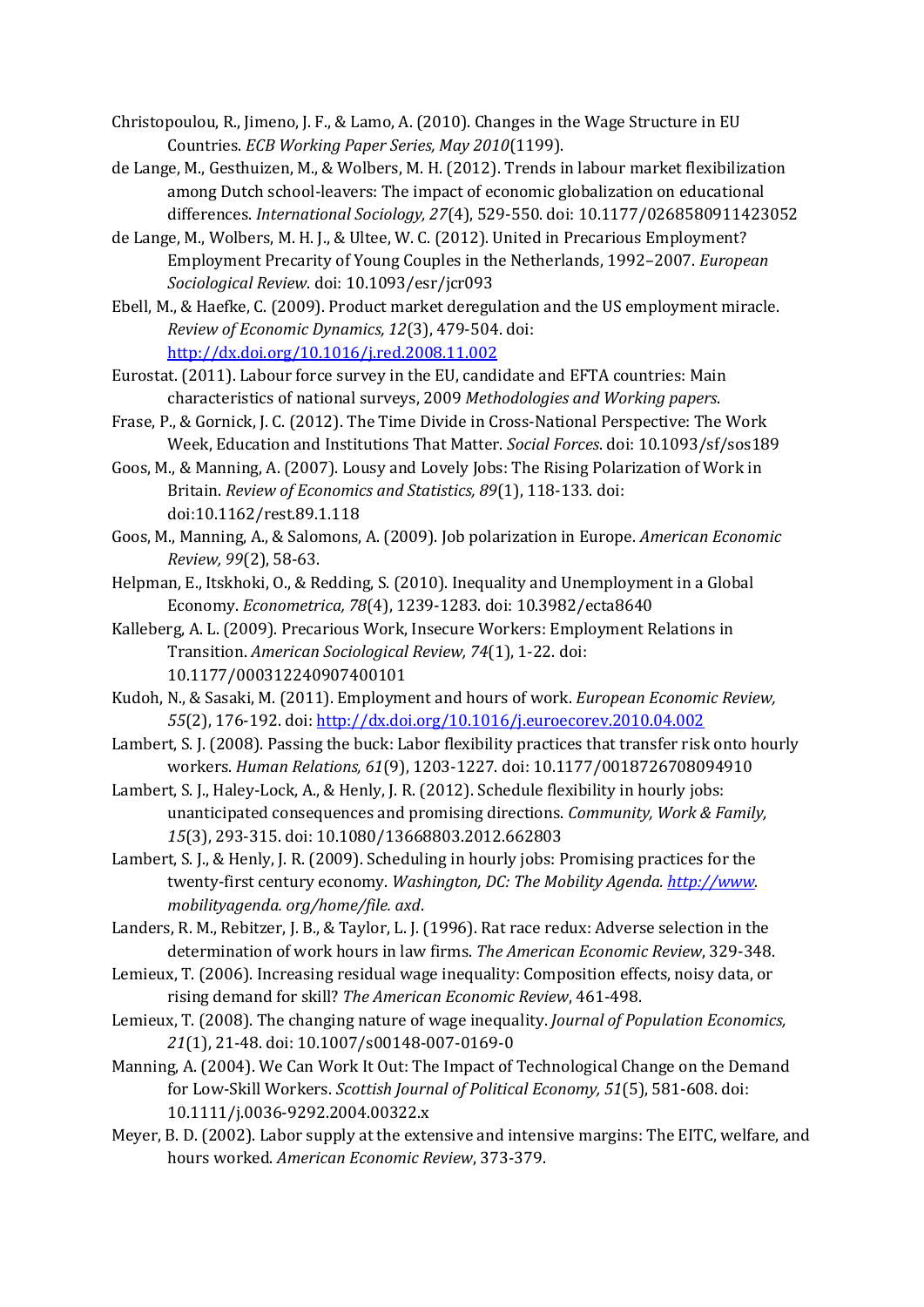Christopoulou, R., Jimeno, J. F., & Lamo, A. (2010). Changes in the Wage Structure in EU Countries. *ECB Working Paper Series, May 2010*(1199).

de Lange, M., Gesthuizen, M., & Wolbers, M. H. (2012). Trends in labour market flexibilization among Dutch school-leavers: The impact of economic globalization on educational differences. *International Sociology, 27*(4), 529-550. doi: 10.1177/0268580911423052

de Lange, M., Wolbers, M. H. J., & Ultee, W. C. (2012). United in Precarious Employment? Employment Precarity of Young Couples in the Netherlands, 1992–2007. *European Sociological Review*. doi: 10.1093/esr/jcr093

Ebell, M., & Haefke, C. (2009). Product market deregulation and the US employment miracle. *Review of Economic Dynamics, 12*(3), 479-504. doi: http://dx.doi.org/10.1016/j.red.2008.11.002

Eurostat. (2011). Labour force survey in the EU, candidate and EFTA countries: Main characteristics of national surveys, 2009 *Methodologies and Working papers*.

Frase, P., & Gornick, J. C. (2012). The Time Divide in Cross-National Perspective: The Work Week, Education and Institutions That Matter. *Social Forces*. doi: 10.1093/sf/sos189

Goos, M., & Manning, A. (2007). Lousy and Lovely Jobs: The Rising Polarization of Work in Britain. *Review of Economics and Statistics, 89*(1), 118-133. doi: doi:10.1162/rest.89.1.118

Goos, M., Manning, A., & Salomons, A. (2009). Job polarization in Europe. *American Economic Review, 99*(2), 58-63.

Helpman, E., Itskhoki, O., & Redding, S. (2010). Inequality and Unemployment in a Global Economy. *Econometrica, 78*(4), 1239-1283. doi: 10.3982/ecta8640

Kalleberg, A. L. (2009). Precarious Work, Insecure Workers: Employment Relations in Transition. *American Sociological Review, 74*(1), 1-22. doi: 10.1177/000312240907400101

Kudoh, N., & Sasaki, M. (2011). Employment and hours of work. *European Economic Review, 55*(2), 176-192. doi: http://dx.doi.org/10.1016/j.euroecorev.2010.04.002

Lambert, S. J. (2008). Passing the buck: Labor flexibility practices that transfer risk onto hourly workers. *Human Relations, 61*(9), 1203-1227. doi: 10.1177/0018726708094910

Lambert, S. J., Haley-Lock, A., & Henly, J. R. (2012). Schedule flexibility in hourly jobs: unanticipated consequences and promising directions. *Community, Work & Family, 15*(3), 293-315. doi: 10.1080/13668803.2012.662803

Lambert, S. J., & Henly, J. R. (2009). Scheduling in hourly jobs: Promising practices for the twenty-first century economy. *Washington, DC: The Mobility Agenda. http://www. mobilityagenda. org/home/file. axd*.

Landers, R. M., Rebitzer, J. B., & Taylor, L. J. (1996). Rat race redux: Adverse selection in the determination of work hours in law firms. *The American Economic Review*, 329-348.

Lemieux, T. (2006). Increasing residual wage inequality: Composition effects, noisy data, or rising demand for skill? *The American Economic Review*, 461-498.

Lemieux, T. (2008). The changing nature of wage inequality. *Journal of Population Economics, 21*(1), 21-48. doi: 10.1007/s00148-007-0169-0

Manning, A. (2004). We Can Work It Out: The Impact of Technological Change on the Demand for Low-Skill Workers. *Scottish Journal of Political Economy, 51*(5), 581-608. doi: 10.1111/j.0036-9292.2004.00322.x

Meyer, B. D. (2002). Labor supply at the extensive and intensive margins: The EITC, welfare, and hours worked. *American Economic Review*, 373-379.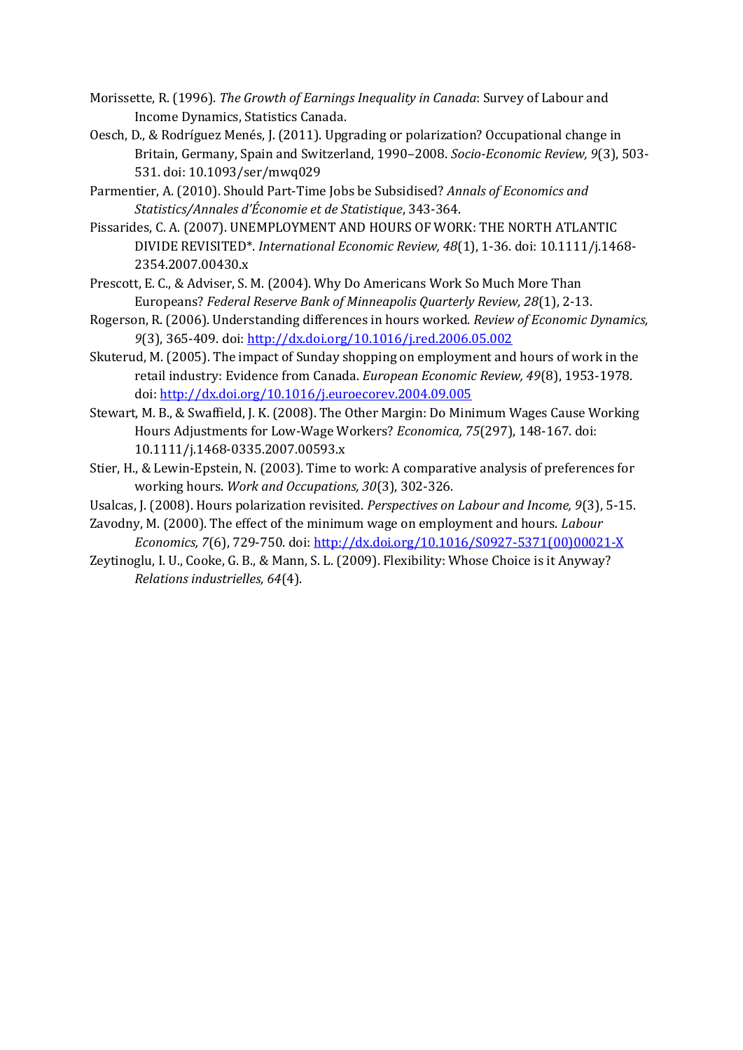Morissette, R. (1996). *The Growth of Earnings Inequality in Canada*: Survey of Labour and Income Dynamics, Statistics Canada.

Oesch, D., & Rodríguez Menés, J. (2011). Upgrading or polarization? Occupational change in Britain, Germany, Spain and Switzerland, 1990–2008. *Socio-Economic Review, 9*(3), 503-531. doi: 10.1093/ser/mwq029

Parmentier, A. (2010). Should Part-Time Jobs be Subsidised? *Annals of Economics and Statistics/Annales d'Économie et de Statistique*, 343-364.

Pissarides, C. A. (2007). UNEMPLOYMENT AND HOURS OF WORK: THE NORTH ATLANTIC DIVIDE REVISITED*. *International Economic Review, 48*(1), 1-36. doi: 10.1111/j.1468-2354.2007.00430.x

Prescott, E. C., & Adviser, S. M. (2004). Why Do Americans Work So Much More Than Europeans? *Federal Reserve Bank of Minneapolis Quarterly Review, 28*(1), 2-13.

Rogerson, R. (2006). Understanding differences in hours worked. *Review of Economic Dynamics, 9*(3), 365-409. doi: http://dx.doi.org/10.1016/j.red.2006.05.002

Skuterud, M. (2005). The impact of Sunday shopping on employment and hours of work in the retail industry: Evidence from Canada. *European Economic Review, 49*(8), 1953-1978. doi: http://dx.doi.org/10.1016/j.euroecorev.2004.09.005

Stewart, M. B., & Swaffield, J. K. (2008). The Other Margin: Do Minimum Wages Cause Working Hours Adjustments for Low-Wage Workers? *Economica, 75*(297), 148-167. doi: 10.1111/j.1468-0335.2007.00593.x

Stier, H., & Lewin-Epstein, N. (2003). Time to work: A comparative analysis of preferences for working hours. *Work and Occupations, 30*(3), 302-326.

Usalcas, J. (2008). Hours polarization revisited. *Perspectives on Labour and Income, 9*(3), 5-15.

Zavodny, M. (2000). The effect of the minimum wage on employment and hours. *Labour Economics, 7*(6), 729-750. doi: http://dx.doi.org/10.1016/S0927-5371(00)00021-X

Zeytinoglu, I. U., Cooke, G. B., & Mann, S. L. (2009). Flexibility: Whose Choice is it Anyway? *Relations industrielles, 64*(4).